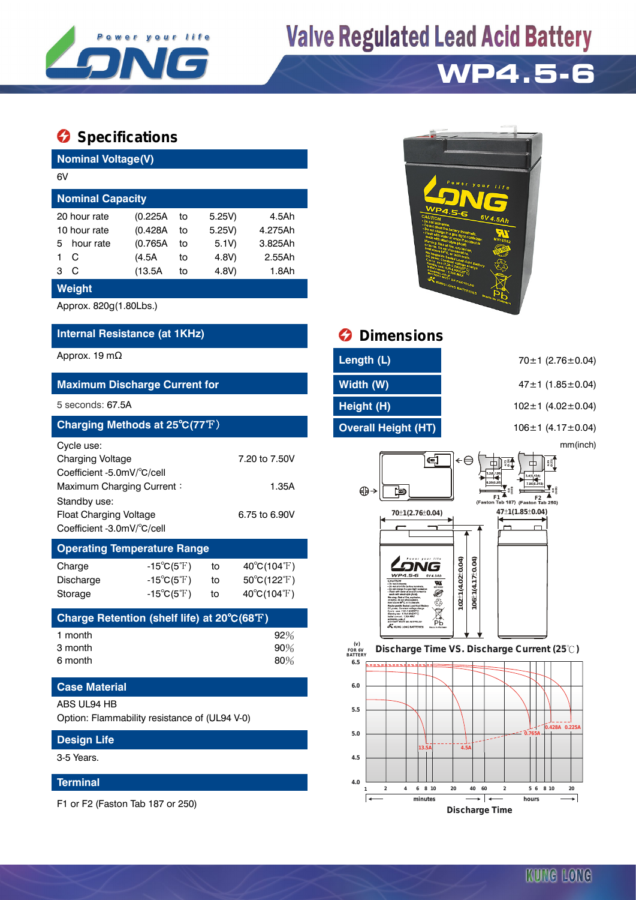# Valve Regulated Lead Acid Battery

## WP4.5-6

## Specifications

### Nominal Voltage(V)

6V

### Nominal Capacity

| | | | | |
|---|---|---|---|---|
| 20 hour rate | (0.225A | to | 5.25V) | 4.5Ah |
| 10 hour rate | (0.428A | to | 5.25V) | 4.275Ah |
| 5 hour rate | (0.765A | to | 5.1V) | 3.825Ah |
| 1 C | (4.5A | to | 4.8V) | 2.55Ah |
| 3 C | (13.5A | to | 4.8V) | 1.8Ah |

### Weight

Approx. 820g(1.80Lbs.)

### Internal Resistance (at 1KHz)

Approx. 19 mΩ

### Maximum Discharge Current for

5 seconds: 67.5A

### Charging Methods at 25℃(77℉)

Cycle use:

| | |
|---|---|
| Charging Voltage | 7.20 to 7.50V |
| Coefficient -5.0mV/℃/cell | |
| Maximum Charging Current : | 1.35A |

Standby use:

| | |
|---|---|
| Float Charging Voltage | 6.75 to 6.90V |
| Coefficient -3.0mV/℃/cell | |

### Operating Temperature Range

| | | | |
|---|---|---|---|
| Charge | -15℃(5℉) | to | 40℃(104℉) |
| Discharge | -15℃(5℉) | to | 50℃(122℉) |
| Storage | -15℃(5℉) | to | 40℃(104℉) |

### Charge Retention (shelf life) at 20℃(68℉)

| | |
|---|---|
| 1 month | 92% |
| 3 month | 90% |
| 6 month | 80% |

### Case Material

ABS UL94 HB

Option: Flammability resistance of (UL94 V-0)

### Design Life

3-5 Years.

### Terminal

F1 or F2 (Faston Tab 187 or 250)

## Dimensions

| | |
|---|---|
| Length (L) | 70±1 (2.76±0.04) |
| Width (W) | 47±1 (1.85±0.04) |
| Height (H) | 102±1 (4.02±0.04) |
| Overall Height (HT) | 106±1 (4.17±0.04) |

mm(inch)

F1 (Faston Tab 187) F2 (Faston Tab 250)

70±1(2.76±0.04) 47±1(1.85±0.04) 102±1(4.02±0.04) 106±1(4.17±0.04)

### Discharge Time VS. Discharge Current (25℃)

(V) FOR 6V BATTERY

Curves: 13.5A, 4.5A, 0.765A, 0.428A, 0.225A

Discharge Time (minutes / hours)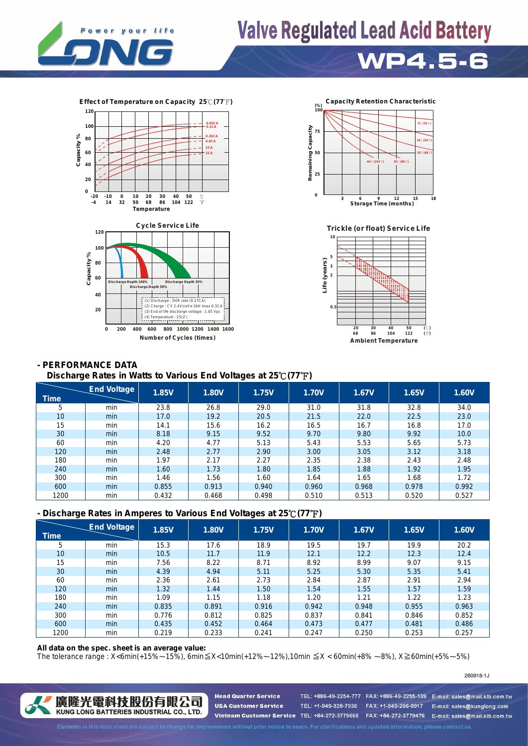# Valve Regulated Lead Acid Battery

## WP4.5-6

**Effect of Temperature on Capacity 25℃(77℉)**

Capacity %

120, 100, 80, 60, 40, 20, 0

0.05CA
0.1CA
0.25CA
0.6CA
1CA
2CA

-20 -10 0 10 20 30 40 50 ℃
-4 14 32 50 68 86 104 122 ℉

Temperature

**Capacity Retention Characteristic**

(%) 100, 75, 50, 25, 0

Remaining Capacity

0℃(32℉)
10℃(50℉)
20℃(68℉)
40℃(104℉)
30℃(86℉)

3 6 9 12 15 18

Storage Time (months)

**Cycle Service Life**

Capacity %

120, 100, 80, 60, 40, 20

Discharge Depth 100%
Discharge Depth 50%
Discharge Depth 30%

(1) Discharge : 5HR rate (0.17CA)
(2) Charge : CV 2.4V/cell±16H Imax 0.3CA
(3) End of life discharge voltage : 1.65 Vpc
(4) Temperature : 25±2℃

0 200 400 600 800 1000 1200 1400 1600

Number of Cycles (times)

**Trickle (or float) Service Life**

Life (years)

10, 5, 3, 2, 0.5

20 30 40 50 (℃)
68 86 104 122 (℉)

Ambient Temperature

## - PERFORMANCE DATA

**Discharge Rates in Watts to Various End Voltages at 25℃(77℉)**

| Time | | 1.85V | 1.80V | 1.75V | 1.70V | 1.67V | 1.65V | 1.60V |
|---|---|---|---|---|---|---|---|---|
| 5 | min | 23.8 | 26.8 | 29.0 | 31.0 | 31.8 | 32.8 | 34.0 |
| 10 | min | 17.0 | 19.2 | 20.5 | 21.5 | 22.0 | 22.5 | 23.0 |
| 15 | min | 14.1 | 15.6 | 16.2 | 16.5 | 16.7 | 16.8 | 17.0 |
| 30 | min | 8.18 | 9.15 | 9.52 | 9.70 | 9.80 | 9.92 | 10.0 |
| 60 | min | 4.20 | 4.77 | 5.13 | 5.43 | 5.53 | 5.65 | 5.73 |
| 120 | min | 2.48 | 2.77 | 2.90 | 3.00 | 3.05 | 3.12 | 3.18 |
| 180 | min | 1.97 | 2.17 | 2.27 | 2.35 | 2.38 | 2.43 | 2.48 |
| 240 | min | 1.60 | 1.73 | 1.80 | 1.85 | 1.88 | 1.92 | 1.95 |
| 300 | min | 1.46 | 1.56 | 1.60 | 1.64 | 1.65 | 1.68 | 1.72 |
| 600 | min | 0.855 | 0.913 | 0.940 | 0.960 | 0.968 | 0.978 | 0.992 |
| 1200 | min | 0.432 | 0.468 | 0.498 | 0.510 | 0.513 | 0.520 | 0.527 |

**- Discharge Rates in Amperes to Various End Voltages at 25℃(77℉)**

| Time | | 1.85V | 1.80V | 1.75V | 1.70V | 1.67V | 1.65V | 1.60V |
|---|---|---|---|---|---|---|---|---|
| 5 | min | 15.3 | 17.6 | 18.9 | 19.5 | 19.7 | 19.9 | 20.2 |
| 10 | min | 10.5 | 11.7 | 11.9 | 12.1 | 12.2 | 12.3 | 12.4 |
| 15 | min | 7.56 | 8.22 | 8.71 | 8.92 | 8.99 | 9.07 | 9.15 |
| 30 | min | 4.39 | 4.94 | 5.11 | 5.25 | 5.30 | 5.35 | 5.41 |
| 60 | min | 2.36 | 2.61 | 2.73 | 2.84 | 2.87 | 2.91 | 2.94 |
| 120 | min | 1.32 | 1.44 | 1.50 | 1.54 | 1.55 | 1.57 | 1.59 |
| 180 | min | 1.09 | 1.15 | 1.18 | 1.20 | 1.21 | 1.22 | 1.23 |
| 240 | min | 0.835 | 0.891 | 0.916 | 0.942 | 0.948 | 0.955 | 0.963 |
| 300 | min | 0.776 | 0.812 | 0.825 | 0.837 | 0.841 | 0.846 | 0.852 |
| 600 | min | 0.435 | 0.452 | 0.464 | 0.473 | 0.477 | 0.481 | 0.486 |
| 1200 | min | 0.219 | 0.233 | 0.241 | 0.247 | 0.250 | 0.253 | 0.257 |

**All data on the spec. sheet is an average value:**

The tolerance range : X<6min(+15%~-15%), 6min≦X<10min(+12%~-12%),10min ≦X < 60min(+8% ~-8%), X≧60min(+5%~-5%)

260918-1J

廣隆光電科技股份有限公司
KUNG LONG BATTERIES INDUSTRIAL CO., LTD.

| | | | |
|---|---|---|---|
| Head Quarter Service | TEL: +886-49-2254-777 | FAX: +886-49-2255-139 | E-mail: sales@mail.klb.com.tw |
| USA Customer Service | TEL: +1-949-328-7936 | FAX: +1-949-266-9917 | E-mail: sales@kunglong.com |
| Vietnam Customer Service | TEL: +84-272-3779666 | FAX: +84-272-3779476 | E-mail: sales@mail.klb.com.tw |

Contents in this data sheet are subject to change for improvement without prior notice to users. For clarifications and updated information, please contact us.